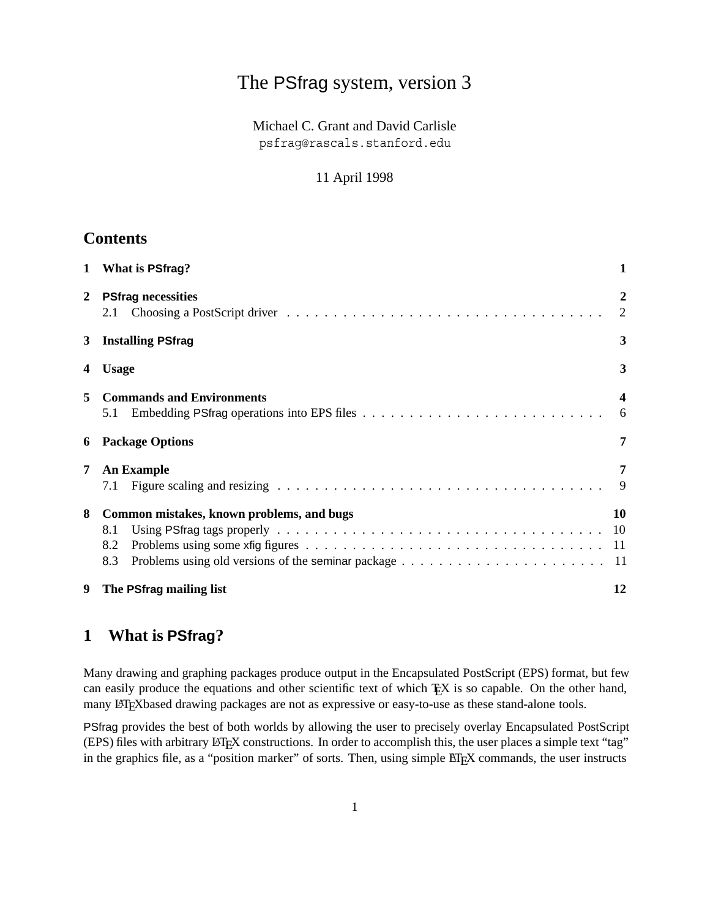# The PSfrag system, version 3

Michael C. Grant and David Carlisle
psfrag@rascals.stanford.edu

11 April 1998

## Contents

| | | |
|---|---|---|
| **1** | **What is PSfrag?** | **1** |
| **2** | **PSfrag necessities** | **2** |
| | 2.1 Choosing a PostScript driver | 2 |
| **3** | **Installing PSfrag** | **3** |
| **4** | **Usage** | **3** |
| **5** | **Commands and Environments** | **4** |
| | 5.1 Embedding PSfrag operations into EPS files | 6 |
| **6** | **Package Options** | **7** |
| **7** | **An Example** | **7** |
| | 7.1 Figure scaling and resizing | 9 |
| **8** | **Common mistakes, known problems, and bugs** | **10** |
| | 8.1 Using PSfrag tags properly | 10 |
| | 8.2 Problems using some xfig figures | 11 |
| | 8.3 Problems using old versions of the seminar package | 11 |
| **9** | **The PSfrag mailing list** | **12** |

## 1 What is PSfrag?

Many drawing and graphing packages produce output in the Encapsulated PostScript (EPS) format, but few can easily produce the equations and other scientific text of which TEX is so capable. On the other hand, many LATEXbased drawing packages are not as expressive or easy-to-use as these stand-alone tools.

PSfrag provides the best of both worlds by allowing the user to precisely overlay Encapsulated PostScript (EPS) files with arbitrary LATEX constructions. In order to accomplish this, the user places a simple text "tag" in the graphics file, as a "position marker" of sorts. Then, using simple LATEX commands, the user instructs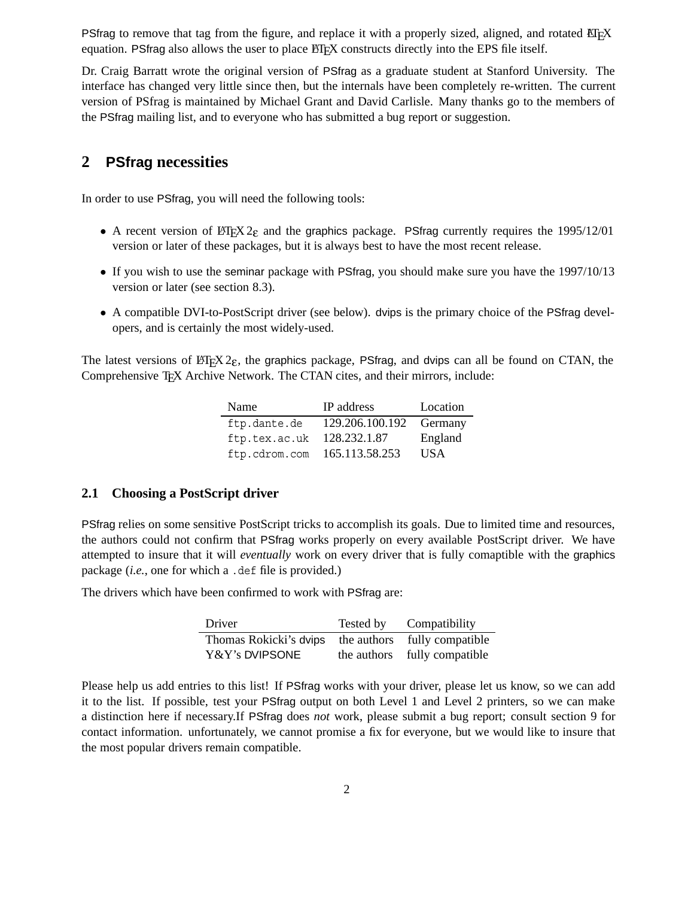PSfrag to remove that tag from the figure, and replace it with a properly sized, aligned, and rotated LaTeX equation. PSfrag also allows the user to place LaTeX constructs directly into the EPS file itself.

Dr. Craig Barratt wrote the original version of PSfrag as a graduate student at Stanford University. The interface has changed very little since then, but the internals have been completely re-written. The current version of PSfrag is maintained by Michael Grant and David Carlisle. Many thanks go to the members of the PSfrag mailing list, and to everyone who has submitted a bug report or suggestion.

## 2 PSfrag necessities

In order to use PSfrag, you will need the following tools:

- A recent version of LaTeX $2_\varepsilon$ and the graphics package. PSfrag currently requires the 1995/12/01 version or later of these packages, but it is always best to have the most recent release.
- If you wish to use the seminar package with PSfrag, you should make sure you have the 1997/10/13 version or later (see section 8.3).
- A compatible DVI-to-PostScript driver (see below). dvips is the primary choice of the PSfrag developers, and is certainly the most widely-used.

The latest versions of LaTeX $2_\varepsilon$, the graphics package, PSfrag, and dvips can all be found on CTAN, the Comprehensive TeX Archive Network. The CTAN cites, and their mirrors, include:

| Name | IP address | Location |
|---|---|---|
| `ftp.dante.de` | 129.206.100.192 | Germany |
| `ftp.tex.ac.uk` | 128.232.1.87 | England |
| `ftp.cdrom.com` | 165.113.58.253 | USA |

### 2.1 Choosing a PostScript driver

PSfrag relies on some sensitive PostScript tricks to accomplish its goals. Due to limited time and resources, the authors could not confirm that PSfrag works properly on every available PostScript driver. We have attempted to insure that it will *eventually* work on every driver that is fully comaptible with the graphics package (*i.e.*, one for which a `.def` file is provided.)

The drivers which have been confirmed to work with PSfrag are:

| Driver | Tested by | Compatibility |
|---|---|---|
| Thomas Rokicki's dvips | the authors | fully compatible |
| Y&Y's DVIPSONE | the authors | fully compatible |

Please help us add entries to this list! If PSfrag works with your driver, please let us know, so we can add it to the list. If possible, test your PSfrag output on both Level 1 and Level 2 printers, so we can make a distinction here if necessary.If PSfrag does *not* work, please submit a bug report; consult section 9 for contact information. unfortunately, we cannot promise a fix for everyone, but we would like to insure that the most popular drivers remain compatible.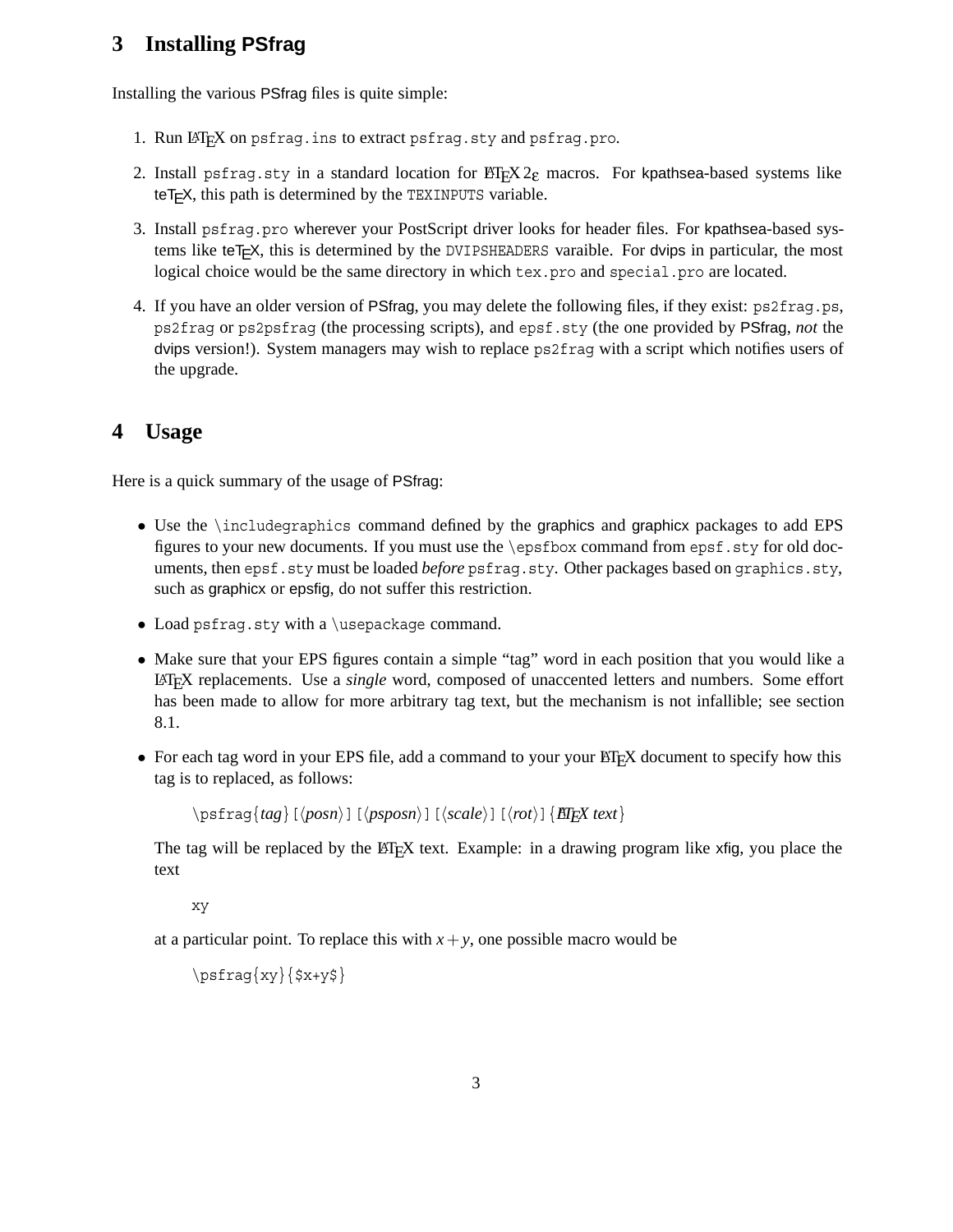## 3 Installing PSfrag

Installing the various PSfrag files is quite simple:

1. Run LaTeX on `psfrag.ins` to extract `psfrag.sty` and `psfrag.pro`.
2. Install `psfrag.sty` in a standard location for LaTeX 2ε macros. For kpathsea-based systems like teTeX, this path is determined by the `TEXINPUTS` variable.
3. Install `psfrag.pro` wherever your PostScript driver looks for header files. For kpathsea-based systems like teTeX, this is determined by the `DVIPSHEADERS` varaible. For dvips in particular, the most logical choice would be the same directory in which `tex.pro` and `special.pro` are located.
4. If you have an older version of PSfrag, you may delete the following files, if they exist: `ps2frag.ps`, `ps2frag` or `ps2psfrag` (the processing scripts), and `epsf.sty` (the one provided by PSfrag, *not* the dvips version!). System managers may wish to replace `ps2frag` with a script which notifies users of the upgrade.

## 4 Usage

Here is a quick summary of the usage of PSfrag:

- Use the `\includegraphics` command defined by the graphics and graphicx packages to add EPS figures to your new documents. If you must use the `\epsfbox` command from `epsf.sty` for old documents, then `epsf.sty` must be loaded *before* `psfrag.sty`. Other packages based on `graphics.sty`, such as graphicx or epsfig, do not suffer this restriction.
- Load `psfrag.sty` with a `\usepackage` command.
- Make sure that your EPS figures contain a simple "tag" word in each position that you would like a LaTeX replacements. Use a *single* word, composed of unaccented letters and numbers. Some effort has been made to allow for more arbitrary tag text, but the mechanism is not infallible; see section 8.1.
- For each tag word in your EPS file, add a command to your your LaTeX document to specify how this tag is to replaced, as follows:

  `\psfrag{`*tag*`}[`⟨*posn*⟩`][`⟨*psposn*⟩`][`⟨*scale*⟩`][`⟨*rot*⟩`]{`*LaTeX text*`}`

  The tag will be replaced by the LaTeX text. Example: in a drawing program like xfig, you place the text

  ```
  xy
  ```

  at a particular point. To replace this with $x+y$, one possible macro would be

  ```
  \psfrag{xy}{$x+y$}
  ```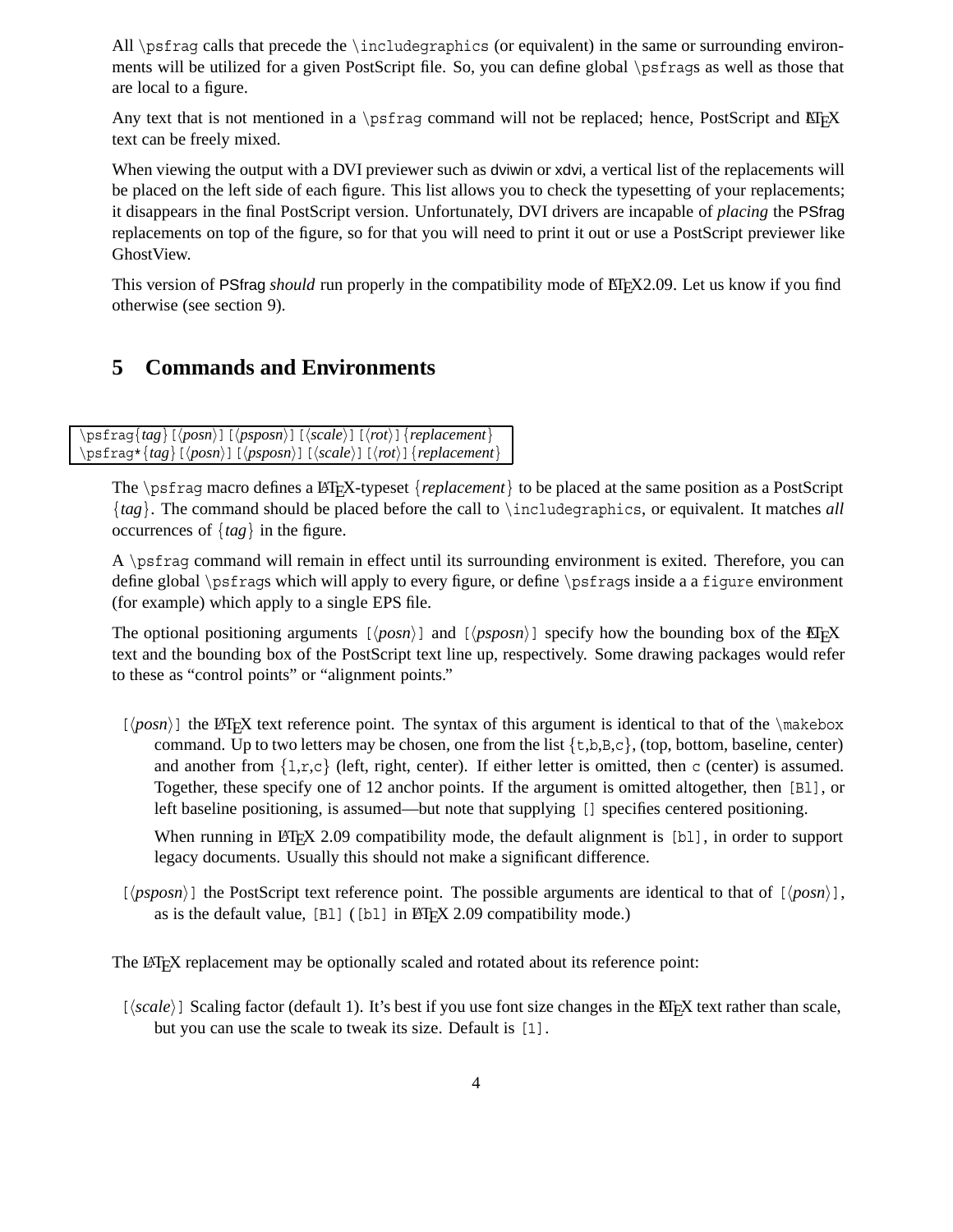All `\psfrag` calls that precede the `\includegraphics` (or equivalent) in the same or surrounding environments will be utilized for a given PostScript file. So, you can define global `\psfrag`s as well as those that are local to a figure.

Any text that is not mentioned in a `\psfrag` command will not be replaced; hence, PostScript and LaTeX text can be freely mixed.

When viewing the output with a DVI previewer such as dviwin or xdvi, a vertical list of the replacements will be placed on the left side of each figure. This list allows you to check the typesetting of your replacements; it disappears in the final PostScript version. Unfortunately, DVI drivers are incapable of *placing* the PSfrag replacements on top of the figure, so for that you will need to print it out or use a PostScript previewer like GhostView.

This version of PSfrag *should* run properly in the compatibility mode of LaTeX2.09. Let us know if you find otherwise (see section 9).

## 5 Commands and Environments

```
\psfrag{tag}[⟨posn⟩][⟨psposn⟩][⟨scale⟩][⟨rot⟩]{replacement}
\psfrag*{tag}[⟨posn⟩][⟨psposn⟩][⟨scale⟩][⟨rot⟩]{replacement}
```

The `\psfrag` macro defines a LaTeX-typeset {*replacement*} to be placed at the same position as a PostScript {*tag*}. The command should be placed before the call to `\includegraphics`, or equivalent. It matches *all* occurrences of {*tag*} in the figure.

A `\psfrag` command will remain in effect until its surrounding environment is exited. Therefore, you can define global `\psfrag`s which will apply to every figure, or define `\psfrag`s inside a a `figure` environment (for example) which apply to a single EPS file.

The optional positioning arguments [⟨*posn*⟩] and [⟨*psposn*⟩] specify how the bounding box of the LaTeX text and the bounding box of the PostScript text line up, respectively. Some drawing packages would refer to these as "control points" or "alignment points."

[⟨*posn*⟩] the LaTeX text reference point. The syntax of this argument is identical to that of the `\makebox` command. Up to two letters may be chosen, one from the list {`t`,`b`,`B`,`c`}, (top, bottom, baseline, center) and another from {`l`,`r`,`c`} (left, right, center). If either letter is omitted, then `c` (center) is assumed. Together, these specify one of 12 anchor points. If the argument is omitted altogether, then `[Bl]`, or left baseline positioning, is assumed—but note that supplying `[]` specifies centered positioning.

When running in LaTeX 2.09 compatibility mode, the default alignment is `[bl]`, in order to support legacy documents. Usually this should not make a significant difference.

[⟨*psposn*⟩] the PostScript text reference point. The possible arguments are identical to that of [⟨*posn*⟩], as is the default value, `[Bl]` (`[bl]` in LaTeX 2.09 compatibility mode.)

The LaTeX replacement may be optionally scaled and rotated about its reference point:

[⟨*scale*⟩] Scaling factor (default 1). It's best if you use font size changes in the LaTeX text rather than scale, but you can use the scale to tweak its size. Default is `[1]`.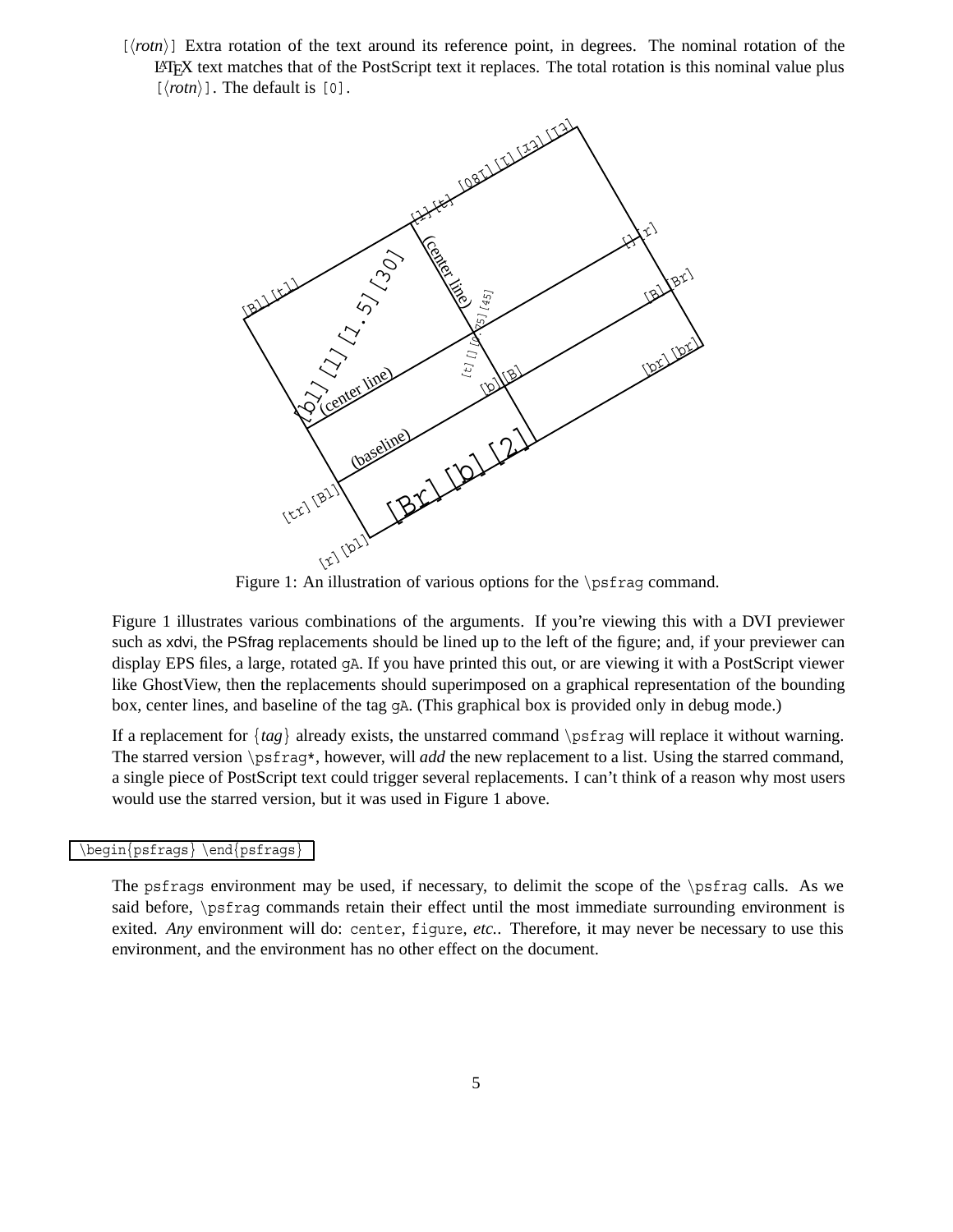[⟨*rotn*⟩] Extra rotation of the text around its reference point, in degrees. The nominal rotation of the LaTeX text matches that of the PostScript text it replaces. The total rotation is this nominal value plus [⟨*rotn*⟩]. The default is [0].

Figure 1: An illustration of various options for the \psfrag command.

Figure 1 illustrates various combinations of the arguments. If you're viewing this with a DVI previewer such as xdvi, the PSfrag replacements should be lined up to the left of the figure; and, if your previewer can display EPS files, a large, rotated gA. If you have printed this out, or are viewing it with a PostScript viewer like GhostView, then the replacements should superimposed on a graphical representation of the bounding box, center lines, and baseline of the tag gA. (This graphical box is provided only in debug mode.)

If a replacement for {*tag*} already exists, the unstarred command \psfrag will replace it without warning. The starred version \psfrag*, however, will *add* the new replacement to a list. Using the starred command, a single piece of PostScript text could trigger several replacements. I can't think of a reason why most users would use the starred version, but it was used in Figure 1 above.

`\begin{psfrags} \end{psfrags}`

The psfrags environment may be used, if necessary, to delimit the scope of the \psfrag calls. As we said before, \psfrag commands retain their effect until the most immediate surrounding environment is exited. *Any* environment will do: center, figure, *etc.*. Therefore, it may never be necessary to use this environment, and the environment has no other effect on the document.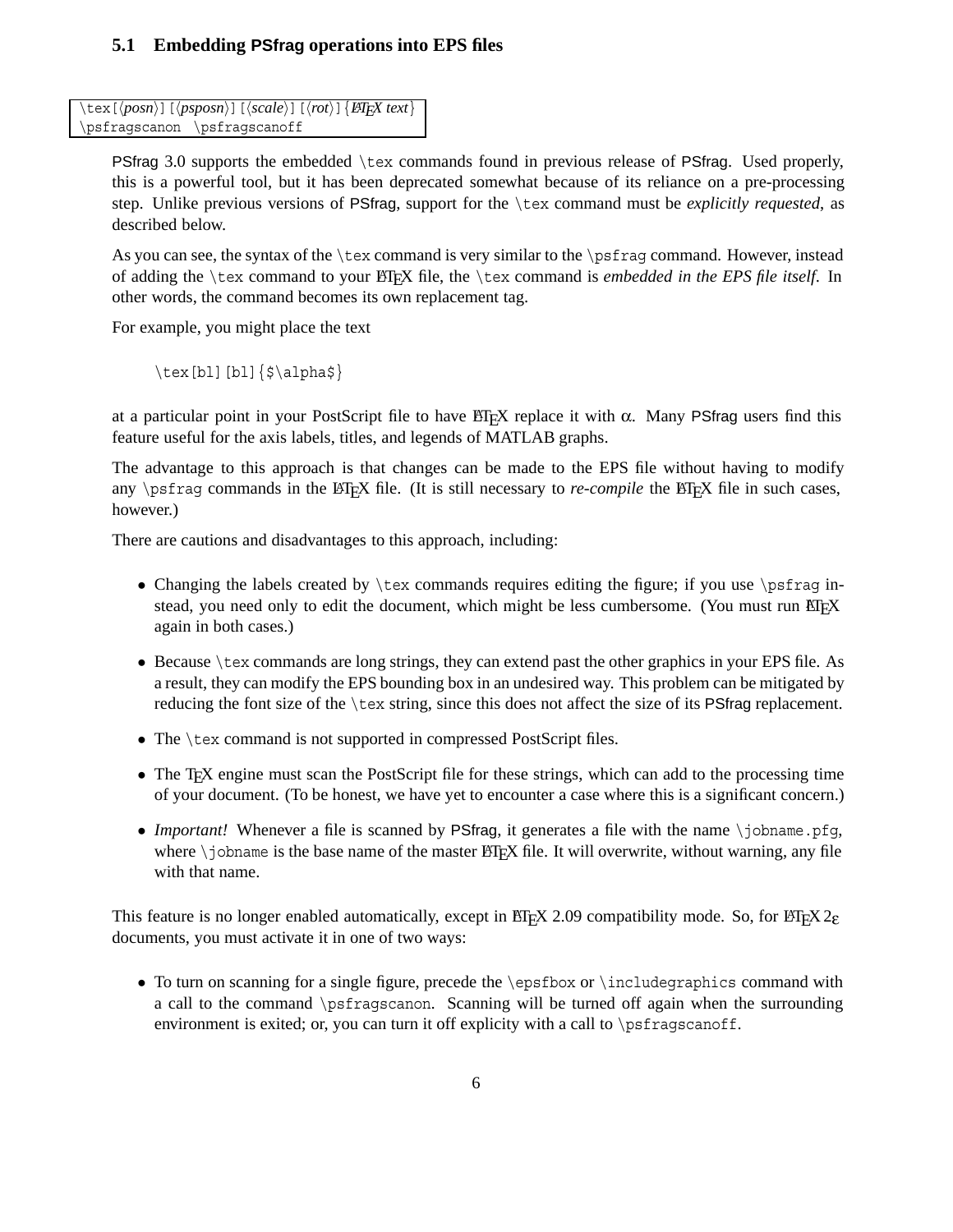### 5.1 Embedding PSfrag operations into EPS files

```
\tex[⟨posn⟩][⟨psposn⟩][⟨scale⟩][⟨rot⟩]{LaTeX text}
\psfragscanon \psfragscanoff
```

PSfrag 3.0 supports the embedded `\tex` commands found in previous release of PSfrag. Used properly, this is a powerful tool, but it has been deprecated somewhat because of its reliance on a pre-processing step. Unlike previous versions of PSfrag, support for the `\tex` command must be *explicitly requested*, as described below.

As you can see, the syntax of the `\tex` command is very similar to the `\psfrag` command. However, instead of adding the `\tex` command to your LaTeX file, the `\tex` command is *embedded in the EPS file itself*. In other words, the command becomes its own replacement tag.

For example, you might place the text

```
\tex[bl][bl]{$\alpha$}
```

at a particular point in your PostScript file to have LaTeX replace it with $\alpha$. Many PSfrag users find this feature useful for the axis labels, titles, and legends of MATLAB graphs.

The advantage to this approach is that changes can be made to the EPS file without having to modify any `\psfrag` commands in the LaTeX file. (It is still necessary to *re-compile* the LaTeX file in such cases, however.)

There are cautions and disadvantages to this approach, including:

- Changing the labels created by `\tex` commands requires editing the figure; if you use `\psfrag` instead, you need only to edit the document, which might be less cumbersome. (You must run LaTeX again in both cases.)
- Because `\tex` commands are long strings, they can extend past the other graphics in your EPS file. As a result, they can modify the EPS bounding box in an undesired way. This problem can be mitigated by reducing the font size of the `\tex` string, since this does not affect the size of its PSfrag replacement.
- The `\tex` command is not supported in compressed PostScript files.
- The TeX engine must scan the PostScript file for these strings, which can add to the processing time of your document. (To be honest, we have yet to encounter a case where this is a significant concern.)
- *Important!* Whenever a file is scanned by PSfrag, it generates a file with the name `\jobname.pfg`, where `\jobname` is the base name of the master LaTeX file. It will overwrite, without warning, any file with that name.

This feature is no longer enabled automatically, except in LaTeX 2.09 compatibility mode. So, for LaTeX 2$\varepsilon$ documents, you must activate it in one of two ways:

- To turn on scanning for a single figure, precede the `\epsfbox` or `\includegraphics` command with a call to the command `\psfragscanon`. Scanning will be turned off again when the surrounding environment is exited; or, you can turn it off explicity with a call to `\psfragscanoff`.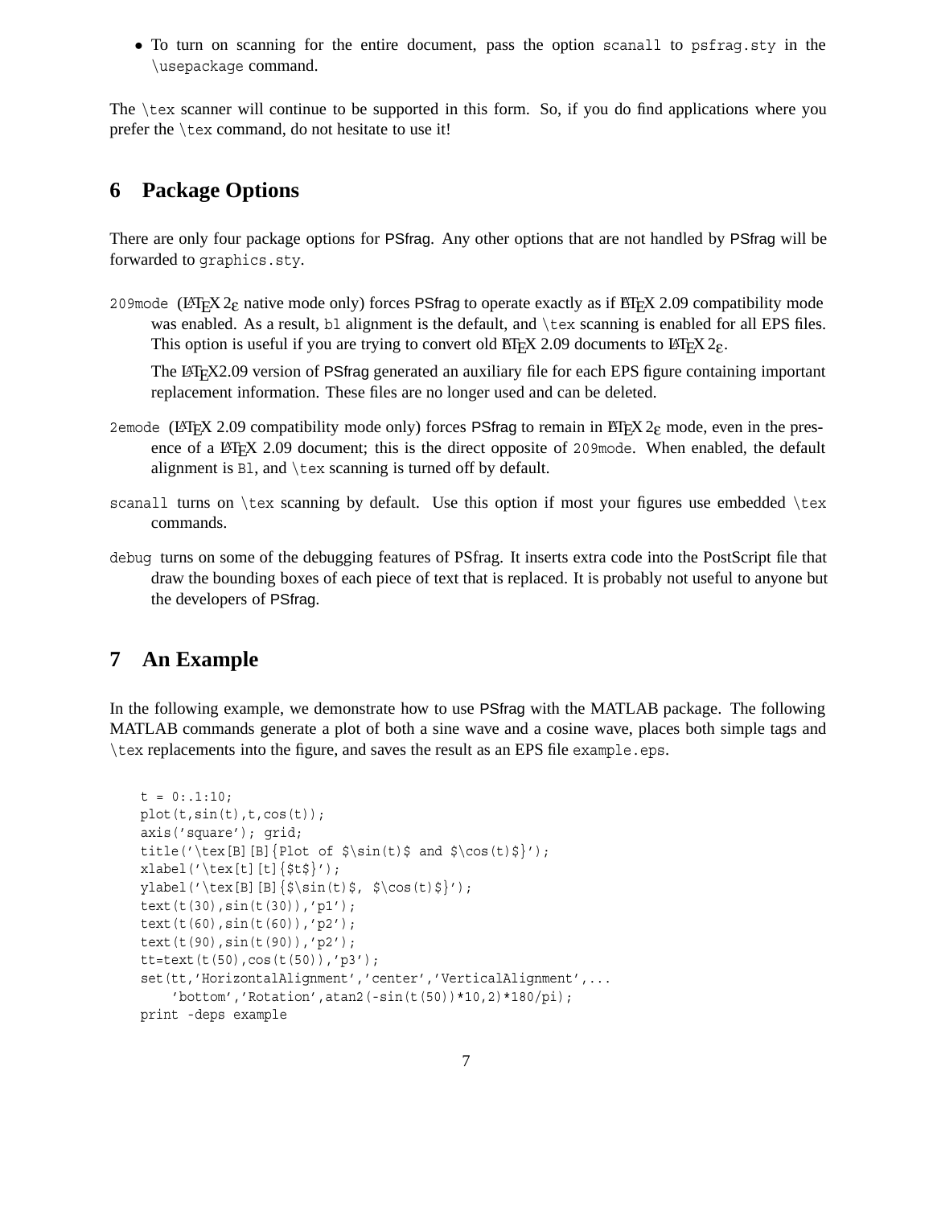- To turn on scanning for the entire document, pass the option `scanall` to `psfrag.sty` in the `\usepackage` command.

The `\tex` scanner will continue to be supported in this form. So, if you do find applications where you prefer the `\tex` command, do not hesitate to use it!

## 6 Package Options

There are only four package options for PSfrag. Any other options that are not handled by PSfrag will be forwarded to `graphics.sty`.

`209mode` (LaTeX 2ε native mode only) forces PSfrag to operate exactly as if LaTeX 2.09 compatibility mode was enabled. As a result, `bl` alignment is the default, and `\tex` scanning is enabled for all EPS files. This option is useful if you are trying to convert old LaTeX 2.09 documents to LaTeX 2ε.

The LaTeX2.09 version of PSfrag generated an auxiliary file for each EPS figure containing important replacement information. These files are no longer used and can be deleted.

`2emode` (LaTeX 2.09 compatibility mode only) forces PSfrag to remain in LaTeX 2ε mode, even in the presence of a LaTeX 2.09 document; this is the direct opposite of `209mode`. When enabled, the default alignment is `Bl`, and `\tex` scanning is turned off by default.

`scanall` turns on `\tex` scanning by default. Use this option if most your figures use embedded `\tex` commands.

`debug` turns on some of the debugging features of PSfrag. It inserts extra code into the PostScript file that draw the bounding boxes of each piece of text that is replaced. It is probably not useful to anyone but the developers of PSfrag.

## 7 An Example

In the following example, we demonstrate how to use PSfrag with the MATLAB package. The following MATLAB commands generate a plot of both a sine wave and a cosine wave, places both simple tags and `\tex` replacements into the figure, and saves the result as an EPS file `example.eps`.

```
t = 0:.1:10;
plot(t,sin(t),t,cos(t));
axis('square'); grid;
title('\tex[B][B]{Plot of $\sin(t)$ and $\cos(t)$}');
xlabel('\tex[t][t]{$t$}');
ylabel('\tex[B][B]{$\sin(t)$, $\cos(t)$}');
text(t(30),sin(t(30)),'p1');
text(t(60),sin(t(60)),'p2');
text(t(90),sin(t(90)),'p2');
tt=text(t(50),cos(t(50)),'p3');
set(tt,'HorizontalAlignment','center','VerticalAlignment',...
    'bottom','Rotation',atan2(-sin(t(50))*10,2)*180/pi);
print -deps example
```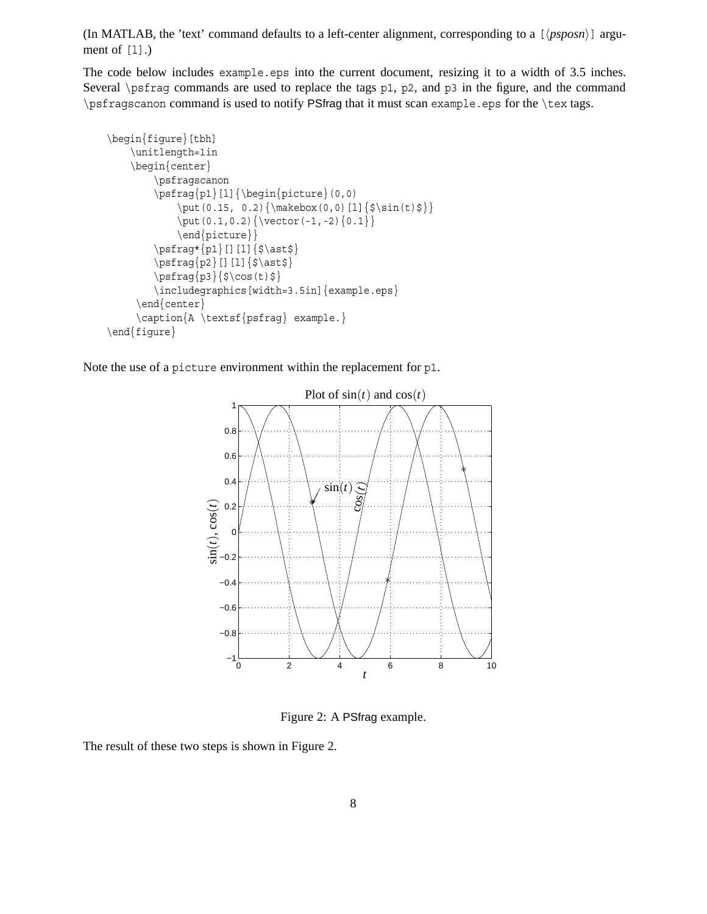(In MATLAB, the 'text' command defaults to a left-center alignment, corresponding to a `[⟨psposn⟩]` argument of `[l]`.)

The code below includes `example.eps` into the current document, resizing it to a width of 3.5 inches. Several `\psfrag` commands are used to replace the tags `p1`, `p2`, and `p3` in the figure, and the command `\psfragscanon` command is used to notify PSfrag that it must scan `example.eps` for the `\tex` tags.

```
\begin{figure}[tbh]
    \unitlength=1in
    \begin{center}
        \psfragscanon
        \psfrag{p1}[l]{\begin{picture}(0,0)
            \put(0.15, 0.2){\makebox(0,0)[l]{$\sin(t)$}}
            \put(0.1,0.2){\vector(-1,-2){0.1}}
            \end{picture}}
        \psfrag*{p1}[][l]{$\ast$}
        \psfrag{p2}[][l]{$\ast$}
        \psfrag{p3}{$\cos(t)$}
        \includegraphics[width=3.5in]{example.eps}
     \end{center}
     \caption{A \textsf{psfrag} example.}
\end{figure}
```

Note the use of a `picture` environment within the replacement for `p1`.

Figure 2: A PSfrag example.

The result of these two steps is shown in Figure 2.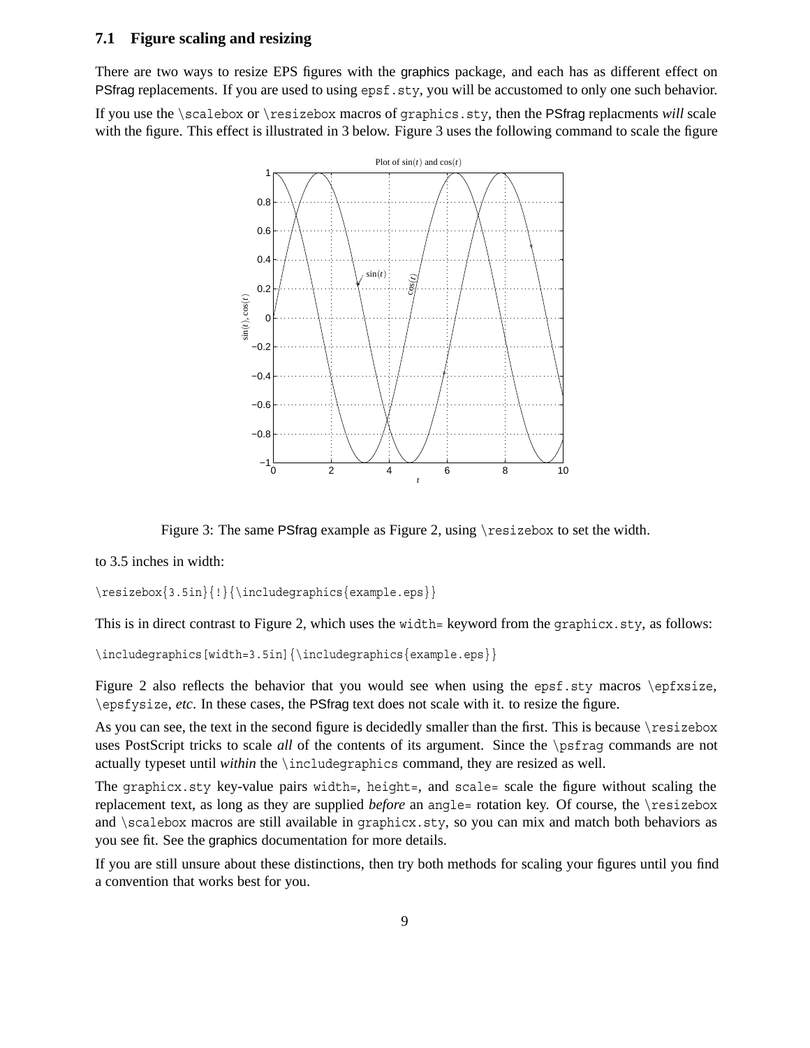### 7.1 Figure scaling and resizing

There are two ways to resize EPS figures with the graphics package, and each has as different effect on PSfrag replacements. If you are used to using `epsf.sty`, you will be accustomed to only one such behavior.

If you use the `\scalebox` or `\resizebox` macros of `graphics.sty`, then the PSfrag replacments *will* scale with the figure. This effect is illustrated in 3 below. Figure 3 uses the following command to scale the figure

Figure 3: The same PSfrag example as Figure 2, using `\resizebox` to set the width.

to 3.5 inches in width:

```
\resizebox{3.5in}{!}{\includegraphics{example.eps}}
```

This is in direct contrast to Figure 2, which uses the `width=` keyword from the `graphicx.sty`, as follows:

```
\includegraphics[width=3.5in]{\includegraphics{example.eps}}
```

Figure 2 also reflects the behavior that you would see when using the `epsf.sty` macros `\epfxsize`, `\epsfysize`, *etc*. In these cases, the PSfrag text does not scale with it. to resize the figure.

As you can see, the text in the second figure is decidedly smaller than the first. This is because `\resizebox` uses PostScript tricks to scale *all* of the contents of its argument. Since the `\psfrag` commands are not actually typeset until *within* the `\includegraphics` command, they are resized as well.

The `graphicx.sty` key-value pairs `width=`, `height=`, and `scale=` scale the figure without scaling the replacement text, as long as they are supplied *before* an `angle=` rotation key. Of course, the `\resizebox` and `\scalebox` macros are still available in `graphicx.sty`, so you can mix and match both behaviors as you see fit. See the graphics documentation for more details.

If you are still unsure about these distinctions, then try both methods for scaling your figures until you find a convention that works best for you.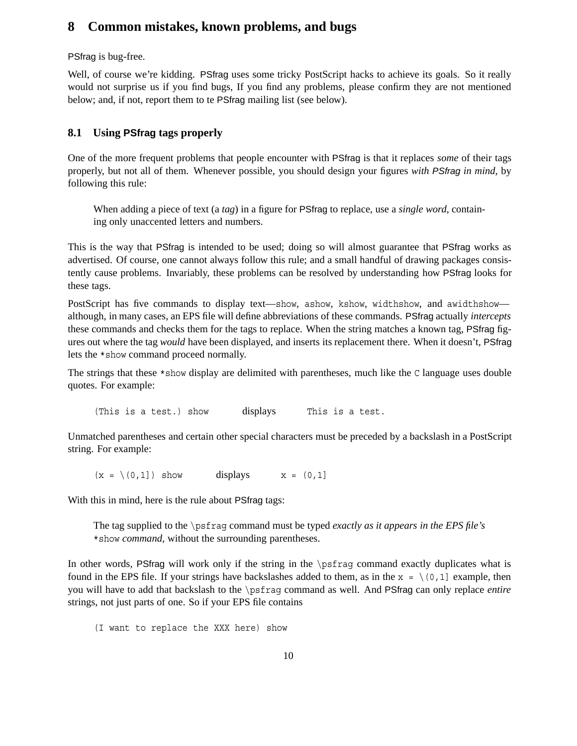## 8 Common mistakes, known problems, and bugs

PSfrag is bug-free.

Well, of course we're kidding. PSfrag uses some tricky PostScript hacks to achieve its goals. So it really would not surprise us if you find bugs, If you find any problems, please confirm they are not mentioned below; and, if not, report them to te PSfrag mailing list (see below).

### 8.1 Using PSfrag tags properly

One of the more frequent problems that people encounter with PSfrag is that it replaces *some* of their tags properly, but not all of them. Whenever possible, you should design your figures *with PSfrag in mind*, by following this rule:

> When adding a piece of text (a *tag*) in a figure for PSfrag to replace, use a *single word*, containing only unaccented letters and numbers.

This is the way that PSfrag is intended to be used; doing so will almost guarantee that PSfrag works as advertised. Of course, one cannot always follow this rule; and a small handful of drawing packages consistently cause problems. Invariably, these problems can be resolved by understanding how PSfrag looks for these tags.

PostScript has five commands to display text—`show`, `ashow`, `kshow`, `widthshow`, and `awidthshow`—although, in many cases, an EPS file will define abbreviations of these commands. PSfrag actually *intercepts* these commands and checks them for the tags to replace. When the string matches a known tag, PSfrag figures out where the tag *would* have been displayed, and inserts its replacement there. When it doesn't, PSfrag lets the `*show` command proceed normally.

The strings that these `*show` display are delimited with parentheses, much like the `C` language uses double quotes. For example:

`(This is a test.) show` displays `This is a test.`

Unmatched parentheses and certain other special characters must be preceded by a backslash in a PostScript string. For example:

`(x = \(0,1]) show` displays `x = (0,1]`

With this in mind, here is the rule about PSfrag tags:

> The tag supplied to the `\psfrag` command must be typed *exactly as it appears in the EPS file's* `*show` *command*, without the surrounding parentheses.

In other words, PSfrag will work only if the string in the `\psfrag` command exactly duplicates what is found in the EPS file. If your strings have backslashes added to them, as in the `x = \(0,1]` example, then you will have to add that backslash to the `\psfrag` command as well. And PSfrag can only replace *entire* strings, not just parts of one. So if your EPS file contains

```
(I want to replace the XXX here) show
```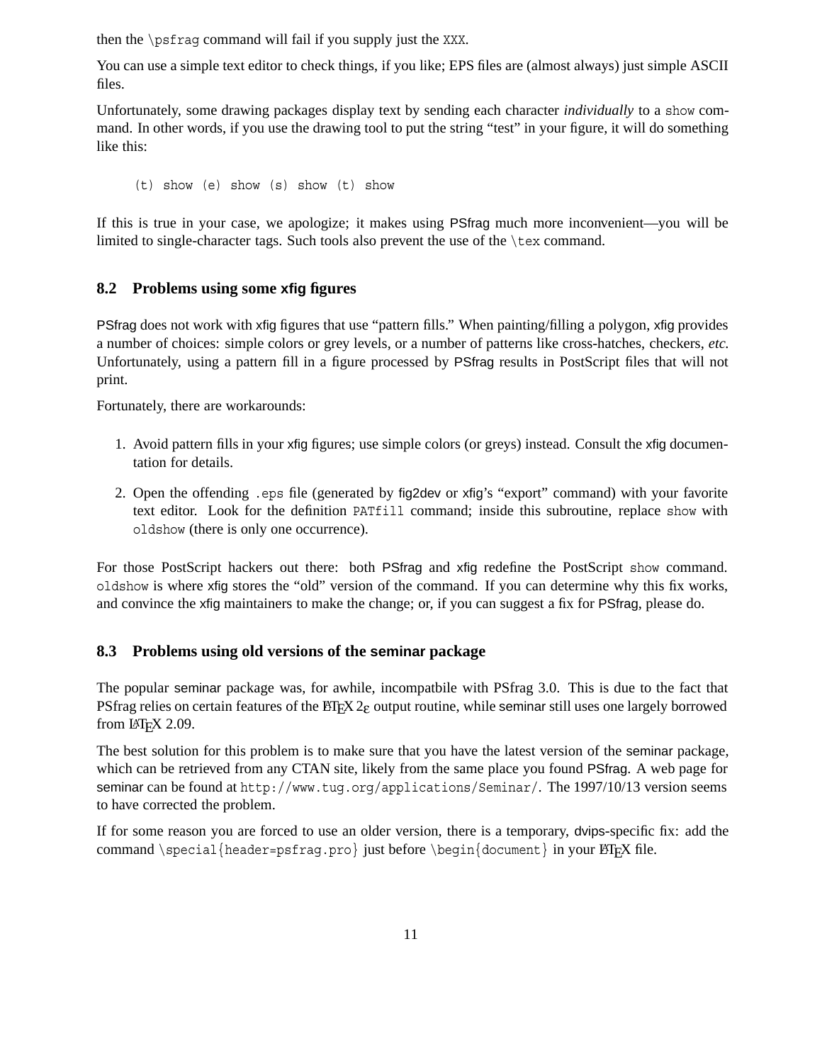then the `\psfrag` command will fail if you supply just the `XXX`.

You can use a simple text editor to check things, if you like; EPS files are (almost always) just simple ASCII files.

Unfortunately, some drawing packages display text by sending each character *individually* to a `show` command. In other words, if you use the drawing tool to put the string "test" in your figure, it will do something like this:

```
(t) show (e) show (s) show (t) show
```

If this is true in your case, we apologize; it makes using PSfrag much more inconvenient—you will be limited to single-character tags. Such tools also prevent the use of the `\tex` command.

### 8.2 Problems using some xfig figures

PSfrag does not work with xfig figures that use "pattern fills." When painting/filling a polygon, xfig provides a number of choices: simple colors or grey levels, or a number of patterns like cross-hatches, checkers, *etc.* Unfortunately, using a pattern fill in a figure processed by PSfrag results in PostScript files that will not print.

Fortunately, there are workarounds:

1. Avoid pattern fills in your xfig figures; use simple colors (or greys) instead. Consult the xfig documentation for details.
2. Open the offending `.eps` file (generated by fig2dev or xfig's "export" command) with your favorite text editor. Look for the definition `PATfill` command; inside this subroutine, replace `show` with `oldshow` (there is only one occurrence).

For those PostScript hackers out there: both PSfrag and xfig redefine the PostScript `show` command. `oldshow` is where xfig stores the "old" version of the command. If you can determine why this fix works, and convince the xfig maintainers to make the change; or, if you can suggest a fix for PSfrag, please do.

### 8.3 Problems using old versions of the seminar package

The popular seminar package was, for awhile, incompatbile with PSfrag 3.0. This is due to the fact that PSfrag relies on certain features of the LaTeX 2ε output routine, while seminar still uses one largely borrowed from LaTeX 2.09.

The best solution for this problem is to make sure that you have the latest version of the seminar package, which can be retrieved from any CTAN site, likely from the same place you found PSfrag. A web page for seminar can be found at `http://www.tug.org/applications/Seminar/`. The 1997/10/13 version seems to have corrected the problem.

If for some reason you are forced to use an older version, there is a temporary, dvips-specific fix: add the command `\special{header=psfrag.pro}` just before `\begin{document}` in your LaTeX file.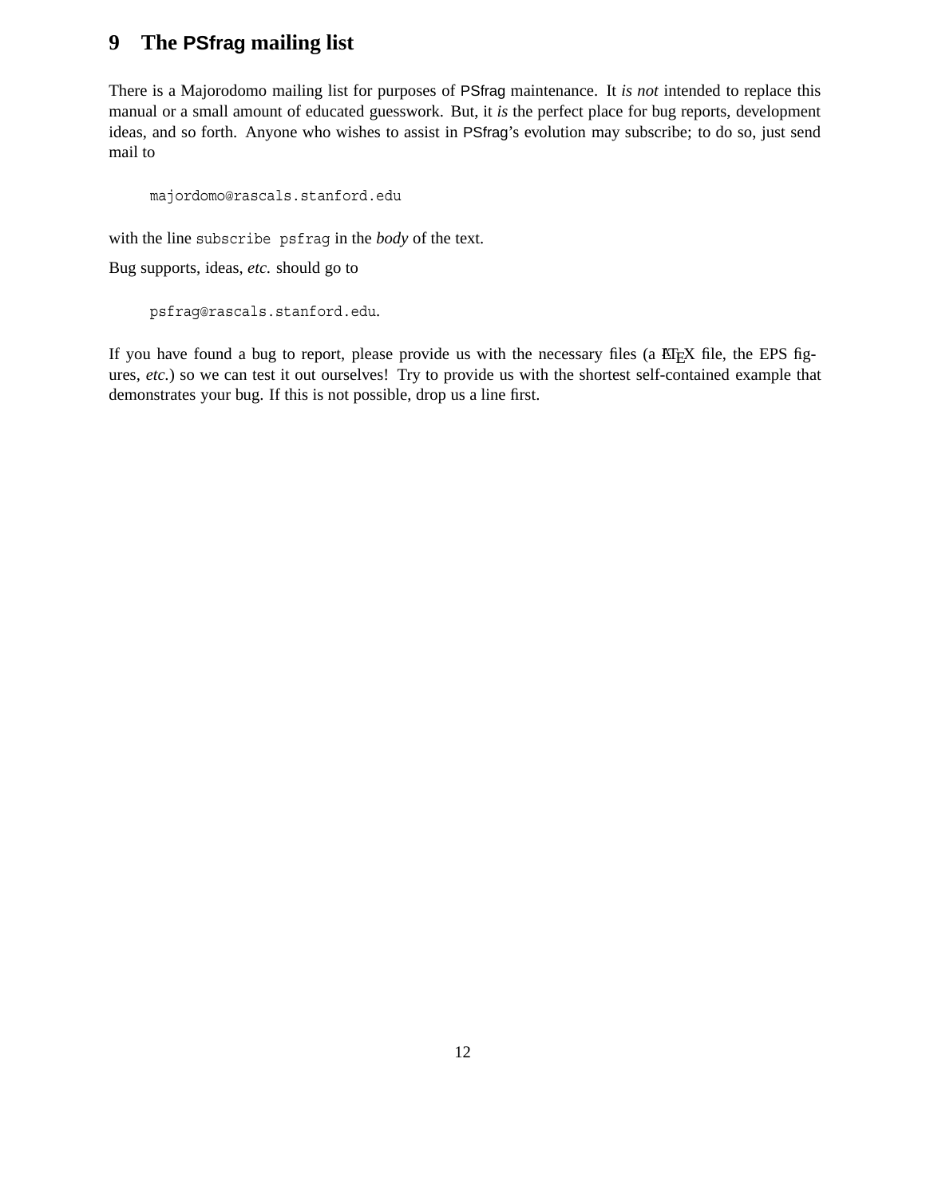# 9 The PSfrag mailing list

There is a Majorodomo mailing list for purposes of PSfrag maintenance. It *is not* intended to replace this manual or a small amount of educated guesswork. But, it *is* the perfect place for bug reports, development ideas, and so forth. Anyone who wishes to assist in PSfrag's evolution may subscribe; to do so, just send mail to

```
majordomo@rascals.stanford.edu
```

with the line `subscribe psfrag` in the *body* of the text.

Bug supports, ideas, *etc.* should go to

```
psfrag@rascals.stanford.edu.
```

If you have found a bug to report, please provide us with the necessary files (a LaTeX file, the EPS figures, *etc.*) so we can test it out ourselves! Try to provide us with the shortest self-contained example that demonstrates your bug. If this is not possible, drop us a line first.